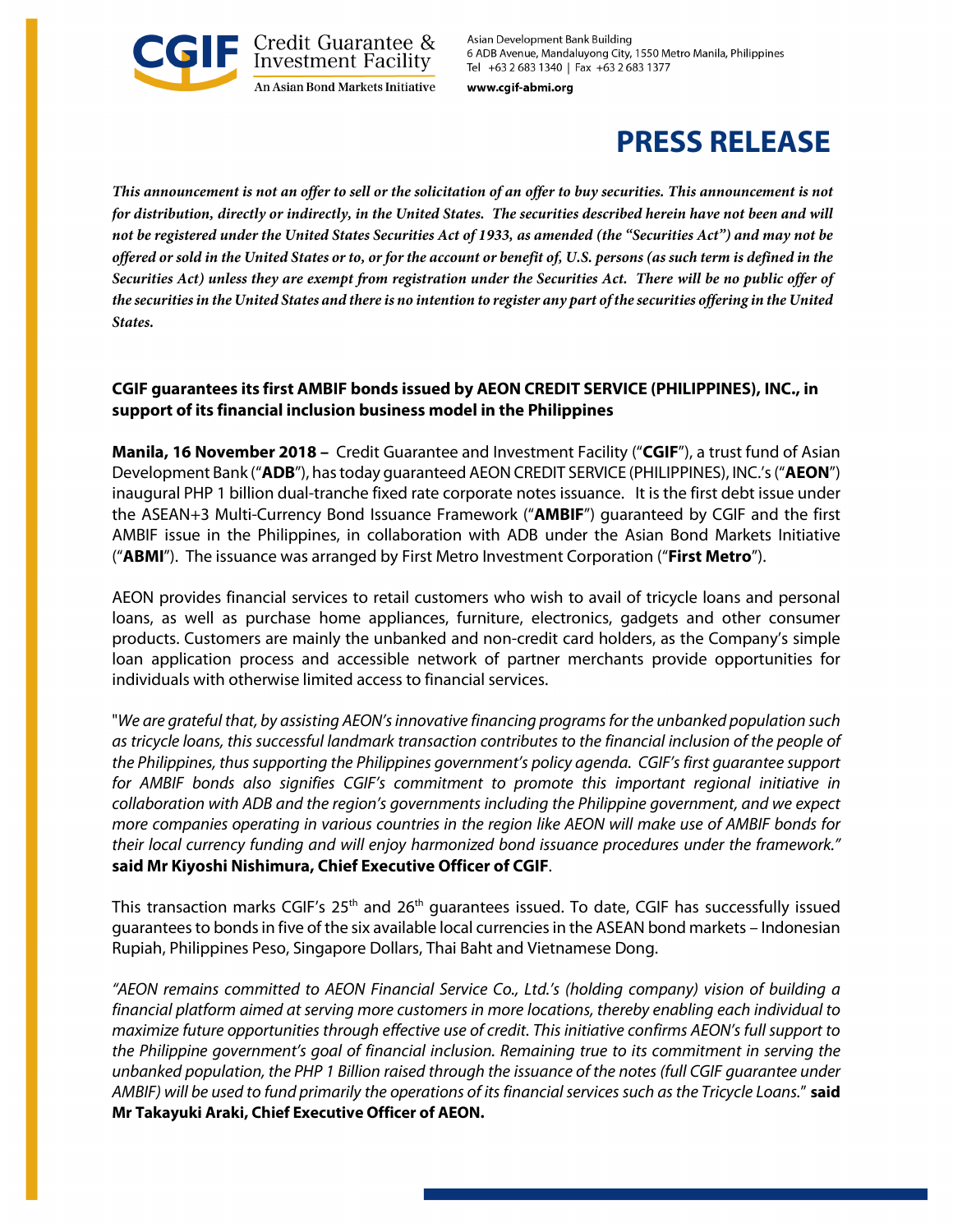CGIF Credit Guarantee & Investment Facility
An Asian Bond Markets Initiative

Asian Development Bank Building
6 ADB Avenue, Mandaluyong City, 1550 Metro Manila, Philippines
Tel +63 2 683 1340 | Fax +63 2 683 1377
www.cgif-abmi.org

# PRESS RELEASE

***This announcement is not an offer to sell or the solicitation of an offer to buy securities. This announcement is not for distribution, directly or indirectly, in the United States. The securities described herein have not been and will not be registered under the United States Securities Act of 1933, as amended (the "Securities Act") and may not be offered or sold in the United States or to, or for the account or benefit of, U.S. persons (as such term is defined in the Securities Act) unless they are exempt from registration under the Securities Act. There will be no public offer of the securities in the United States and there is no intention to register any part of the securities offering in the United States.***

## CGIF guarantees its first AMBIF bonds issued by AEON CREDIT SERVICE (PHILIPPINES), INC., in support of its financial inclusion business model in the Philippines

**Manila, 16 November 2018 –** Credit Guarantee and Investment Facility ("**CGIF**"), a trust fund of Asian Development Bank ("**ADB**"), has today guaranteed AEON CREDIT SERVICE (PHILIPPINES), INC.'s ("**AEON**") inaugural PHP 1 billion dual-tranche fixed rate corporate notes issuance. It is the first debt issue under the ASEAN+3 Multi-Currency Bond Issuance Framework ("**AMBIF**") guaranteed by CGIF and the first AMBIF issue in the Philippines, in collaboration with ADB under the Asian Bond Markets Initiative ("**ABMI**"). The issuance was arranged by First Metro Investment Corporation ("**First Metro**").

AEON provides financial services to retail customers who wish to avail of tricycle loans and personal loans, as well as purchase home appliances, furniture, electronics, gadgets and other consumer products. Customers are mainly the unbanked and non-credit card holders, as the Company's simple loan application process and accessible network of partner merchants provide opportunities for individuals with otherwise limited access to financial services.

"*We are grateful that, by assisting AEON's innovative financing programs for the unbanked population such as tricycle loans, this successful landmark transaction contributes to the financial inclusion of the people of the Philippines, thus supporting the Philippines government's policy agenda. CGIF's first guarantee support for AMBIF bonds also signifies CGIF's commitment to promote this important regional initiative in collaboration with ADB and the region's governments including the Philippine government, and we expect more companies operating in various countries in the region like AEON will make use of AMBIF bonds for their local currency funding and will enjoy harmonized bond issuance procedures under the framework."* **said Mr Kiyoshi Nishimura, Chief Executive Officer of CGIF**.

This transaction marks CGIF's 25th and 26th guarantees issued. To date, CGIF has successfully issued guarantees to bonds in five of the six available local currencies in the ASEAN bond markets – Indonesian Rupiah, Philippines Peso, Singapore Dollars, Thai Baht and Vietnamese Dong.

*"AEON remains committed to AEON Financial Service Co., Ltd.'s (holding company) vision of building a financial platform aimed at serving more customers in more locations, thereby enabling each individual to maximize future opportunities through effective use of credit. This initiative confirms AEON's full support to the Philippine government's goal of financial inclusion. Remaining true to its commitment in serving the unbanked population, the PHP 1 Billion raised through the issuance of the notes (full CGIF guarantee under AMBIF) will be used to fund primarily the operations of its financial services such as the Tricycle Loans."* **said Mr Takayuki Araki, Chief Executive Officer of AEON.**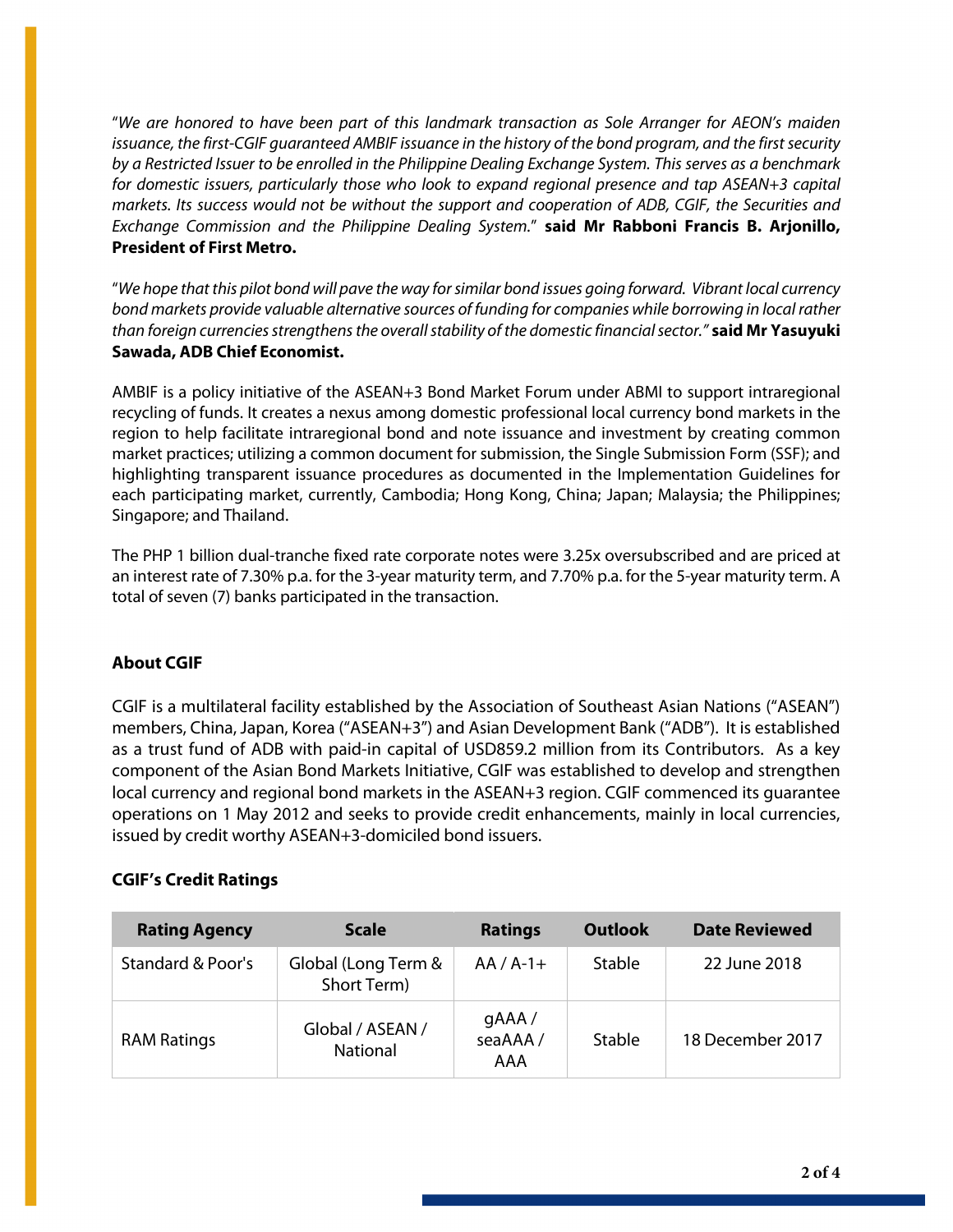"*We are honored to have been part of this landmark transaction as Sole Arranger for AEON's maiden issuance, the first-CGIF guaranteed AMBIF issuance in the history of the bond program, and the first security by a Restricted Issuer to be enrolled in the Philippine Dealing Exchange System. This serves as a benchmark for domestic issuers, particularly those who look to expand regional presence and tap ASEAN+3 capital markets. Its success would not be without the support and cooperation of ADB, CGIF, the Securities and Exchange Commission and the Philippine Dealing System.*" **said Mr Rabboni Francis B. Arjonillo, President of First Metro.**

"*We hope that this pilot bond will pave the way for similar bond issues going forward. Vibrant local currency bond markets provide valuable alternative sources of funding for companies while borrowing in local rather than foreign currencies strengthens the overall stability of the domestic financial sector.*" **said Mr Yasuyuki Sawada, ADB Chief Economist.**

AMBIF is a policy initiative of the ASEAN+3 Bond Market Forum under ABMI to support intraregional recycling of funds. It creates a nexus among domestic professional local currency bond markets in the region to help facilitate intraregional bond and note issuance and investment by creating common market practices; utilizing a common document for submission, the Single Submission Form (SSF); and highlighting transparent issuance procedures as documented in the Implementation Guidelines for each participating market, currently, Cambodia; Hong Kong, China; Japan; Malaysia; the Philippines; Singapore; and Thailand.

The PHP 1 billion dual-tranche fixed rate corporate notes were 3.25x oversubscribed and are priced at an interest rate of 7.30% p.a. for the 3-year maturity term, and 7.70% p.a. for the 5-year maturity term. A total of seven (7) banks participated in the transaction.

## About CGIF

CGIF is a multilateral facility established by the Association of Southeast Asian Nations ("ASEAN") members, China, Japan, Korea ("ASEAN+3") and Asian Development Bank ("ADB"). It is established as a trust fund of ADB with paid-in capital of USD859.2 million from its Contributors. As a key component of the Asian Bond Markets Initiative, CGIF was established to develop and strengthen local currency and regional bond markets in the ASEAN+3 region. CGIF commenced its guarantee operations on 1 May 2012 and seeks to provide credit enhancements, mainly in local currencies, issued by credit worthy ASEAN+3-domiciled bond issuers.

### CGIF's Credit Ratings

| Rating Agency | Scale | Ratings | Outlook | Date Reviewed |
|---|---|---|---|---|
| Standard & Poor's | Global (Long Term & Short Term) | AA / A-1+ | Stable | 22 June 2018 |
| RAM Ratings | Global / ASEAN / National | gAAA / seaAAA / AAA | Stable | 18 December 2017 |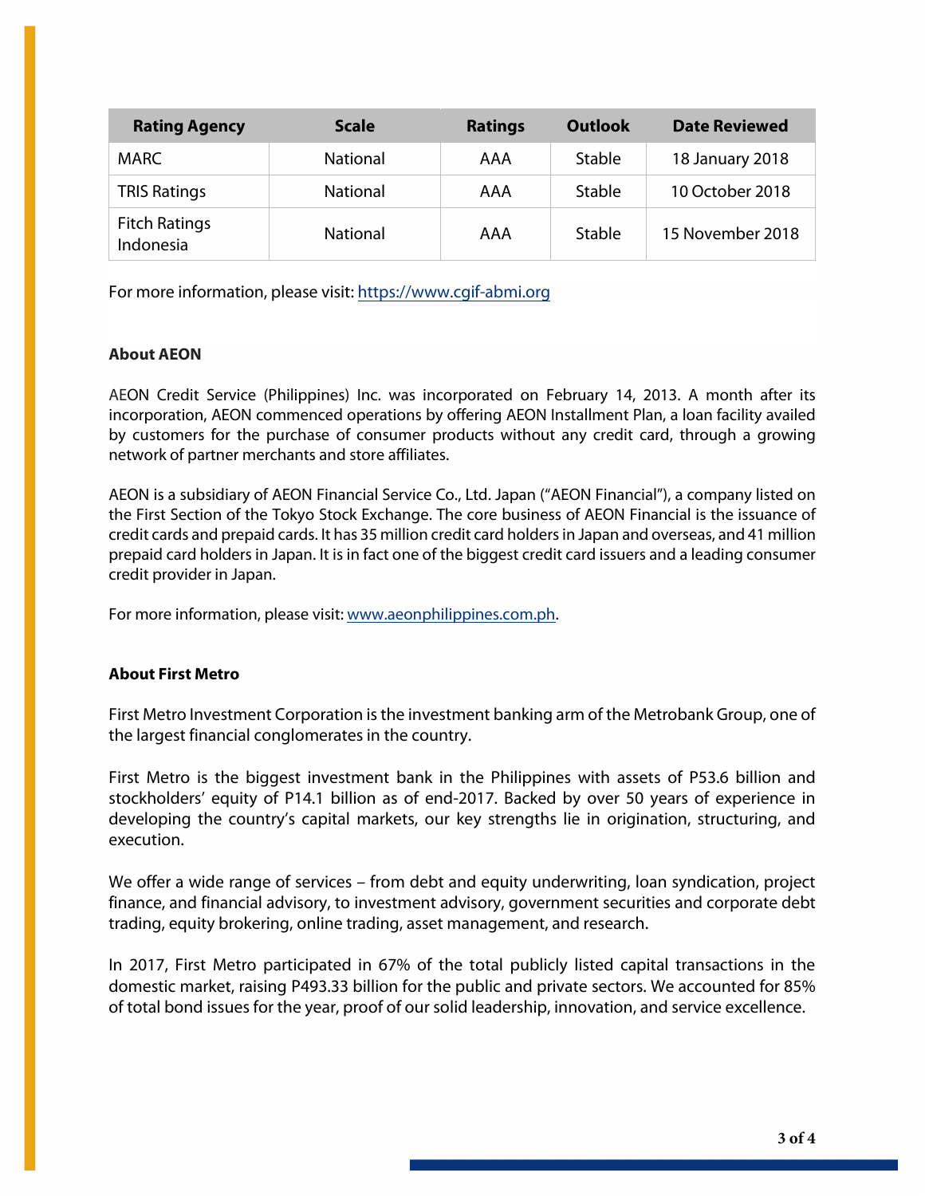| Rating Agency | Scale | Ratings | Outlook | Date Reviewed |
|---|---|---|---|---|
| MARC | National | AAA | Stable | 18 January 2018 |
| TRIS Ratings | National | AAA | Stable | 10 October 2018 |
| Fitch Ratings Indonesia | National | AAA | Stable | 15 November 2018 |

For more information, please visit: https://www.cgif-abmi.org

**About AEON**

AEON Credit Service (Philippines) Inc. was incorporated on February 14, 2013. A month after its incorporation, AEON commenced operations by offering AEON Installment Plan, a loan facility availed by customers for the purchase of consumer products without any credit card, through a growing network of partner merchants and store affiliates.

AEON is a subsidiary of AEON Financial Service Co., Ltd. Japan ("AEON Financial"), a company listed on the First Section of the Tokyo Stock Exchange. The core business of AEON Financial is the issuance of credit cards and prepaid cards. It has 35 million credit card holders in Japan and overseas, and 41 million prepaid card holders in Japan. It is in fact one of the biggest credit card issuers and a leading consumer credit provider in Japan.

For more information, please visit: www.aeonphilippines.com.ph.

**About First Metro**

First Metro Investment Corporation is the investment banking arm of the Metrobank Group, one of the largest financial conglomerates in the country.

First Metro is the biggest investment bank in the Philippines with assets of P53.6 billion and stockholders' equity of P14.1 billion as of end-2017. Backed by over 50 years of experience in developing the country's capital markets, our key strengths lie in origination, structuring, and execution.

We offer a wide range of services – from debt and equity underwriting, loan syndication, project finance, and financial advisory, to investment advisory, government securities and corporate debt trading, equity brokering, online trading, asset management, and research.

In 2017, First Metro participated in 67% of the total publicly listed capital transactions in the domestic market, raising P493.33 billion for the public and private sectors. We accounted for 85% of total bond issues for the year, proof of our solid leadership, innovation, and service excellence.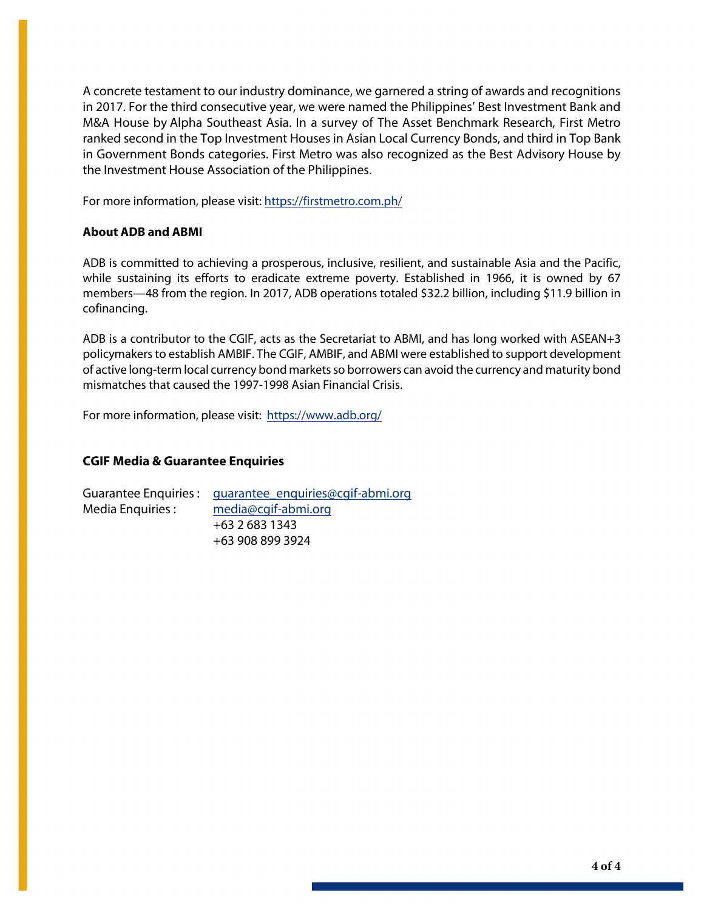A concrete testament to our industry dominance, we garnered a string of awards and recognitions in 2017. For the third consecutive year, we were named the Philippines' Best Investment Bank and M&A House by Alpha Southeast Asia. In a survey of The Asset Benchmark Research, First Metro ranked second in the Top Investment Houses in Asian Local Currency Bonds, and third in Top Bank in Government Bonds categories. First Metro was also recognized as the Best Advisory House by the Investment House Association of the Philippines.

For more information, please visit: https://firstmetro.com.ph/

**About ADB and ABMI**

ADB is committed to achieving a prosperous, inclusive, resilient, and sustainable Asia and the Pacific, while sustaining its efforts to eradicate extreme poverty. Established in 1966, it is owned by 67 members—48 from the region. In 2017, ADB operations totaled $32.2 billion, including $11.9 billion in cofinancing.

ADB is a contributor to the CGIF, acts as the Secretariat to ABMI, and has long worked with ASEAN+3 policymakers to establish AMBIF. The CGIF, AMBIF, and ABMI were established to support development of active long-term local currency bond markets so borrowers can avoid the currency and maturity bond mismatches that caused the 1997-1998 Asian Financial Crisis.

For more information, please visit: https://www.adb.org/

**CGIF Media & Guarantee Enquiries**

Guarantee Enquiries : guarantee_enquiries@cgif-abmi.org
Media Enquiries : media@cgif-abmi.org
+63 2 683 1343
+63 908 899 3924